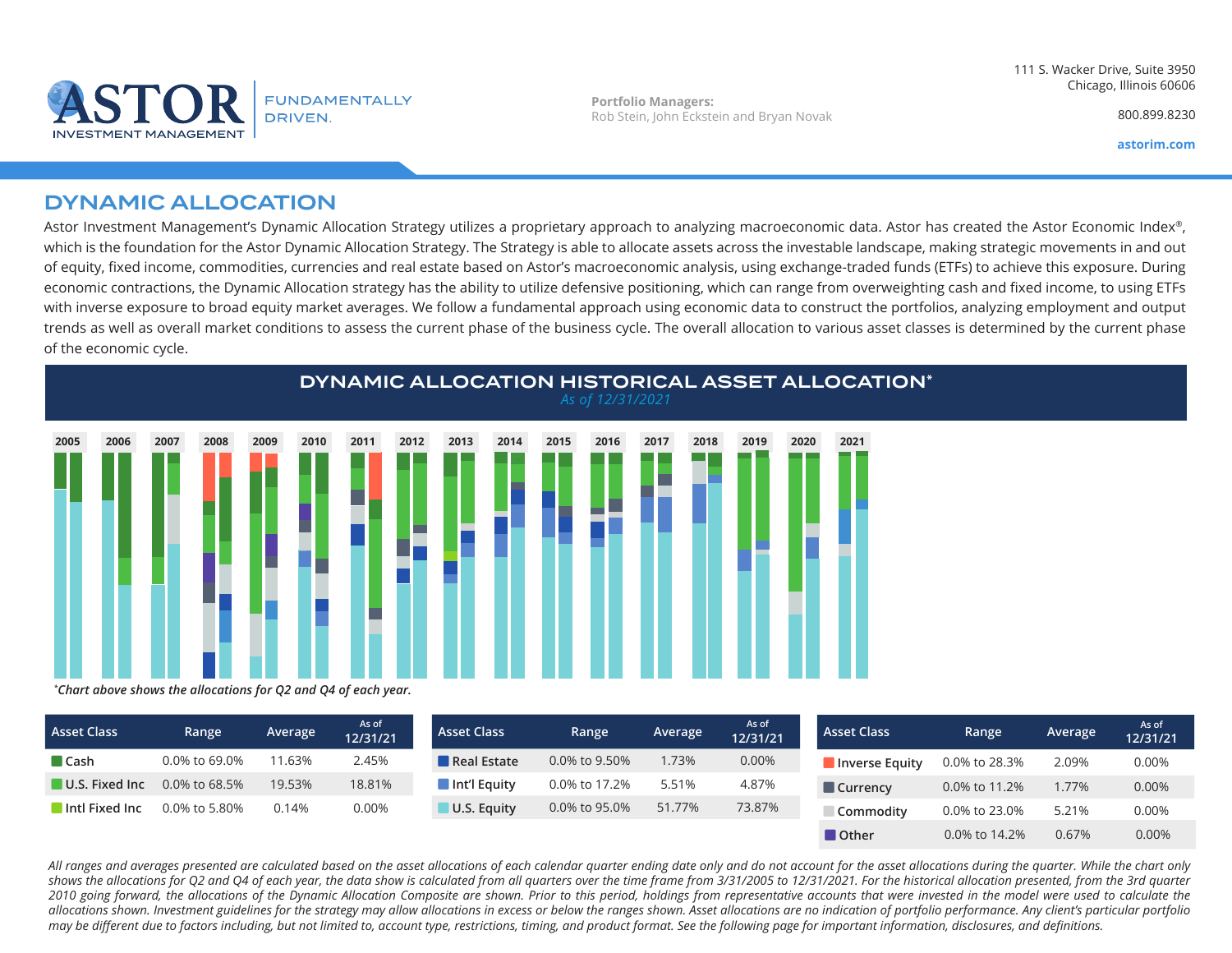# ASTOR INVESTMENT MANAGEMENT

FUNDAMENTALLY DRIVEN.

**Portfolio Managers:**
Rob Stein, John Eckstein and Bryan Novak

111 S. Wacker Drive, Suite 3950
Chicago, Illinois 60606

800.899.8230

**astorim.com**

## DYNAMIC ALLOCATION

Astor Investment Management's Dynamic Allocation Strategy utilizes a proprietary approach to analyzing macroeconomic data. Astor has created the Astor Economic Index®, which is the foundation for the Astor Dynamic Allocation Strategy. The Strategy is able to allocate assets across the investable landscape, making strategic movements in and out of equity, fixed income, commodities, currencies and real estate based on Astor's macroeconomic analysis, using exchange-traded funds (ETFs) to achieve this exposure. During economic contractions, the Dynamic Allocation strategy has the ability to utilize defensive positioning, which can range from overweighting cash and fixed income, to using ETFs with inverse exposure to broad equity market averages. We follow a fundamental approach using economic data to construct the portfolios, analyzing employment and output trends as well as overall market conditions to assess the current phase of the business cycle. The overall allocation to various asset classes is determined by the current phase of the economic cycle.

### DYNAMIC ALLOCATION HISTORICAL ASSET ALLOCATION*

*As of 12/31/2021*

2005 2006 2007 2008 2009 2010 2011 2012 2013 2014 2015 2016 2017 2018 2019 2020 2021

**Chart above shows the allocations for Q2 and Q4 of each year.*

| Asset Class | Range | Average | As of 12/31/21 |
|---|---|---|---|
| Cash | 0.0% to 69.0% | 11.63% | 2.45% |
| U.S. Fixed Inc | 0.0% to 68.5% | 19.53% | 18.81% |
| Intl Fixed Inc | 0.0% to 5.80% | 0.14% | 0.00% |

| Asset Class | Range | Average | As of 12/31/21 |
|---|---|---|---|
| Real Estate | 0.0% to 9.50% | 1.73% | 0.00% |
| Int'l Equity | 0.0% to 17.2% | 5.51% | 4.87% |
| U.S. Equity | 0.0% to 95.0% | 51.77% | 73.87% |

| Asset Class | Range | Average | As of 12/31/21 |
|---|---|---|---|
| Inverse Equity | 0.0% to 28.3% | 2.09% | 0.00% |
| Currency | 0.0% to 11.2% | 1.77% | 0.00% |
| Commodity | 0.0% to 23.0% | 5.21% | 0.00% |
| Other | 0.0% to 14.2% | 0.67% | 0.00% |

*All ranges and averages presented are calculated based on the asset allocations of each calendar quarter ending date only and do not account for the asset allocations during the quarter. While the chart only shows the allocations for Q2 and Q4 of each year, the data show is calculated from all quarters over the time frame from 3/31/2005 to 12/31/2021. For the historical allocation presented, from the 3rd quarter 2010 going forward, the allocations of the Dynamic Allocation Composite are shown. Prior to this period, holdings from representative accounts that were invested in the model were used to calculate the allocations shown. Investment guidelines for the strategy may allow allocations in excess or below the ranges shown. Asset allocations are no indication of portfolio performance. Any client's particular portfolio may be different due to factors including, but not limited to, account type, restrictions, timing, and product format. See the following page for important information, disclosures, and definitions.*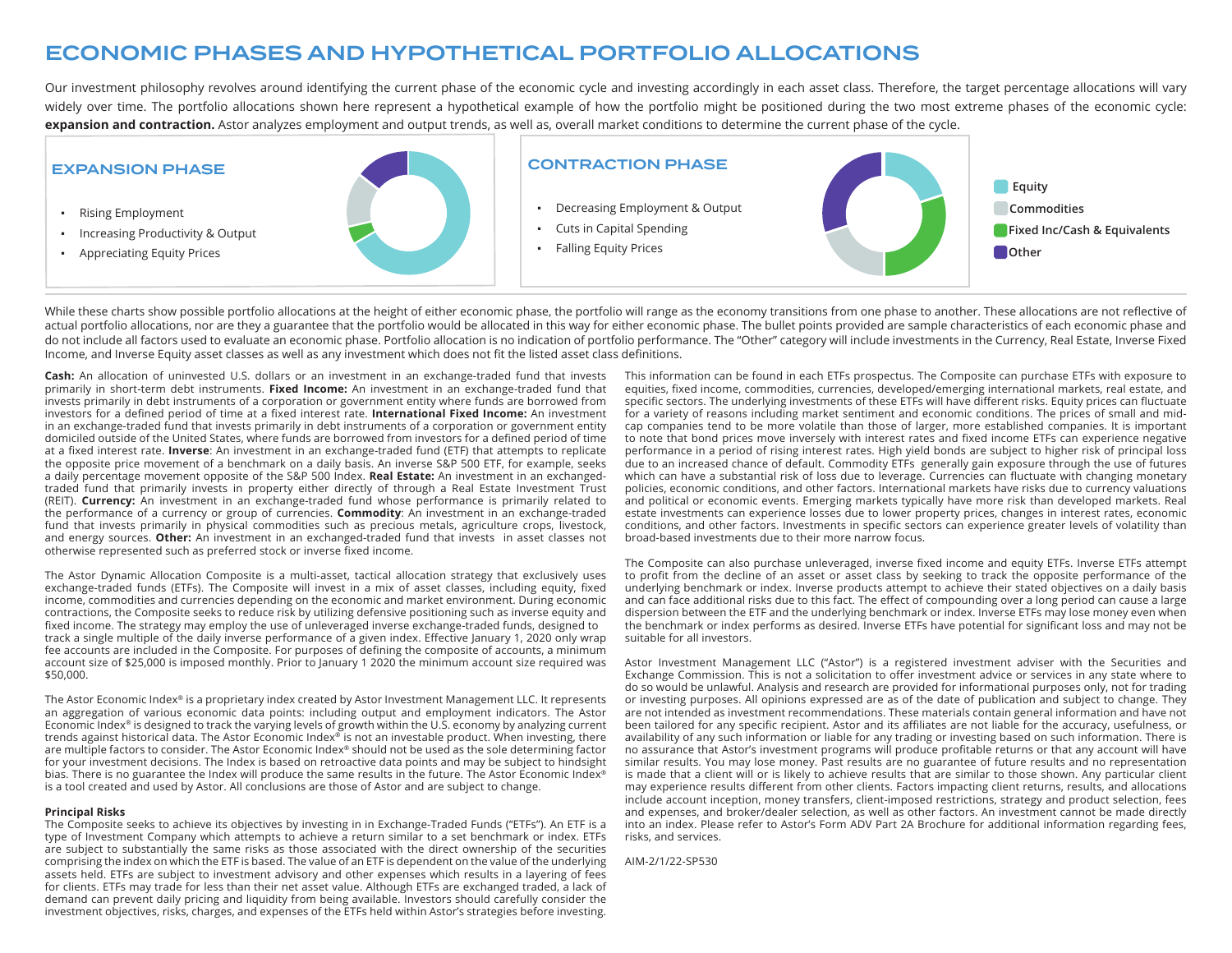# ECONOMIC PHASES AND HYPOTHETICAL PORTFOLIO ALLOCATIONS

Our investment philosophy revolves around identifying the current phase of the economic cycle and investing accordingly in each asset class. Therefore, the target percentage allocations will vary widely over time. The portfolio allocations shown here represent a hypothetical example of how the portfolio might be positioned during the two most extreme phases of the economic cycle: **expansion and contraction.** Astor analyzes employment and output trends, as well as, overall market conditions to determine the current phase of the cycle.

## EXPANSION PHASE

- Rising Employment
- Increasing Productivity & Output
- Appreciating Equity Prices

## CONTRACTION PHASE

- Decreasing Employment & Output
- Cuts in Capital Spending
- Falling Equity Prices

Equity
Commodities
Fixed Inc/Cash & Equivalents
Other

While these charts show possible portfolio allocations at the height of either economic phase, the portfolio will range as the economy transitions from one phase to another. These allocations are not reflective of actual portfolio allocations, nor are they a guarantee that the portfolio would be allocated in this way for either economic phase. The bullet points provided are sample characteristics of each economic phase and do not include all factors used to evaluate an economic phase. Portfolio allocation is no indication of portfolio performance. The "Other" category will include investments in the Currency, Real Estate, Inverse Fixed Income, and Inverse Equity asset classes as well as any investment which does not fit the listed asset class definitions.

**Cash:** An allocation of uninvested U.S. dollars or an investment in an exchange-traded fund that invests primarily in short-term debt instruments. **Fixed Income:** An investment in an exchange-traded fund that invests primarily in debt instruments of a corporation or government entity where funds are borrowed from investors for a defined period of time at a fixed interest rate. **International Fixed Income:** An investment in an exchange-traded fund that invests primarily in debt instruments of a corporation or government entity domiciled outside of the United States, where funds are borrowed from investors for a defined period of time at a fixed interest rate. **Inverse**: An investment in an exchange-traded fund (ETF) that attempts to replicate the opposite price movement of a benchmark on a daily basis. An inverse S&P 500 ETF, for example, seeks a daily percentage movement opposite of the S&P 500 Index. **Real Estate:** An investment in an exchanged-traded fund that primarily invests in property either directly of through a Real Estate Investment Trust (REIT). **Currency:** An investment in an exchange-traded fund whose performance is primarily related to the performance of a currency or group of currencies. **Commodity**: An investment in an exchange-traded fund that invests primarily in physical commodities such as precious metals, agriculture crops, livestock, and energy sources. **Other:** An investment in an exchanged-traded fund that invests in asset classes not otherwise represented such as preferred stock or inverse fixed income.

The Astor Dynamic Allocation Composite is a multi-asset, tactical allocation strategy that exclusively uses exchange-traded funds (ETFs). The Composite will invest in a mix of asset classes, including equity, fixed income, commodities and currencies depending on the economic and market environment. During economic contractions, the Composite seeks to reduce risk by utilizing defensive positioning such as inverse equity and fixed income. The strategy may employ the use of unleveraged inverse exchange-traded funds, designed to track a single multiple of the daily inverse performance of a given index. Effective January 1, 2020 only wrap fee accounts are included in the Composite. For purposes of defining the composite of accounts, a minimum account size of $25,000 is imposed monthly. Prior to January 1 2020 the minimum account size required was $50,000.

The Astor Economic Index® is a proprietary index created by Astor Investment Management LLC. It represents an aggregation of various economic data points: including output and employment indicators. The Astor Economic Index® is designed to track the varying levels of growth within the U.S. economy by analyzing current trends against historical data. The Astor Economic Index® is not an investable product. When investing, there are multiple factors to consider. The Astor Economic Index® should not be used as the sole determining factor for your investment decisions. The Index is based on retroactive data points and may be subject to hindsight bias. There is no guarantee the Index will produce the same results in the future. The Astor Economic Index® is a tool created and used by Astor. All conclusions are those of Astor and are subject to change.

**Principal Risks**

The Composite seeks to achieve its objectives by investing in in Exchange-Traded Funds ("ETFs"). An ETF is a type of Investment Company which attempts to achieve a return similar to a set benchmark or index. ETFs are subject to substantially the same risks as those associated with the direct ownership of the securities comprising the index on which the ETF is based. The value of an ETF is dependent on the value of the underlying assets held. ETFs are subject to investment advisory and other expenses which results in a layering of fees for clients. ETFs may trade for less than their net asset value. Although ETFs are exchanged traded, a lack of demand can prevent daily pricing and liquidity from being available. Investors should carefully consider the investment objectives, risks, charges, and expenses of the ETFs held within Astor's strategies before investing. This information can be found in each ETFs prospectus. The Composite can purchase ETFs with exposure to equities, fixed income, commodities, currencies, developed/emerging international markets, real estate, and specific sectors. The underlying investments of these ETFs will have different risks. Equity prices can fluctuate for a variety of reasons including market sentiment and economic conditions. The prices of small and mid-cap companies tend to be more volatile than those of larger, more established companies. It is important to note that bond prices move inversely with interest rates and fixed income ETFs can experience negative performance in a period of rising interest rates. High yield bonds are subject to higher risk of principal loss due to an increased chance of default. Commodity ETFs generally gain exposure through the use of futures which can have a substantial risk of loss due to leverage. Currencies can fluctuate with changing monetary policies, economic conditions, and other factors. International markets have risks due to currency valuations and political or economic events. Emerging markets typically have more risk than developed markets. Real estate investments can experience losses due to lower property prices, changes in interest rates, economic conditions, and other factors. Investments in specific sectors can experience greater levels of volatility than broad-based investments due to their more narrow focus.

The Composite can also purchase unleveraged, inverse fixed income and equity ETFs. Inverse ETFs attempt to profit from the decline of an asset or asset class by seeking to track the opposite performance of the underlying benchmark or index. Inverse products attempt to achieve their stated objectives on a daily basis and can face additional risks due to this fact. The effect of compounding over a long period can cause a large dispersion between the ETF and the underlying benchmark or index. Inverse ETFs may lose money even when the benchmark or index performs as desired. Inverse ETFs have potential for significant loss and may not be suitable for all investors.

Astor Investment Management LLC ("Astor") is a registered investment adviser with the Securities and Exchange Commission. This is not a solicitation to offer investment advice or services in any state where to do so would be unlawful. Analysis and research are provided for informational purposes only, not for trading or investing purposes. All opinions expressed are as of the date of publication and subject to change. They are not intended as investment recommendations. These materials contain general information and have not been tailored for any specific recipient. Astor and its affiliates are not liable for the accuracy, usefulness, or availability of any such information or liable for any trading or investing based on such information. There is no assurance that Astor's investment programs will produce profitable returns or that any account will have similar results. You may lose money. Past results are no guarantee of future results and no representation is made that a client will or is likely to achieve results that are similar to those shown. Any particular client may experience results different from other clients. Factors impacting client returns, results, and allocations include account inception, money transfers, client-imposed restrictions, strategy and product selection, fees and expenses, and broker/dealer selection, as well as other factors. An investment cannot be made directly into an index. Please refer to Astor's Form ADV Part 2A Brochure for additional information regarding fees, risks, and services.

AIM-2/1/22-SP530